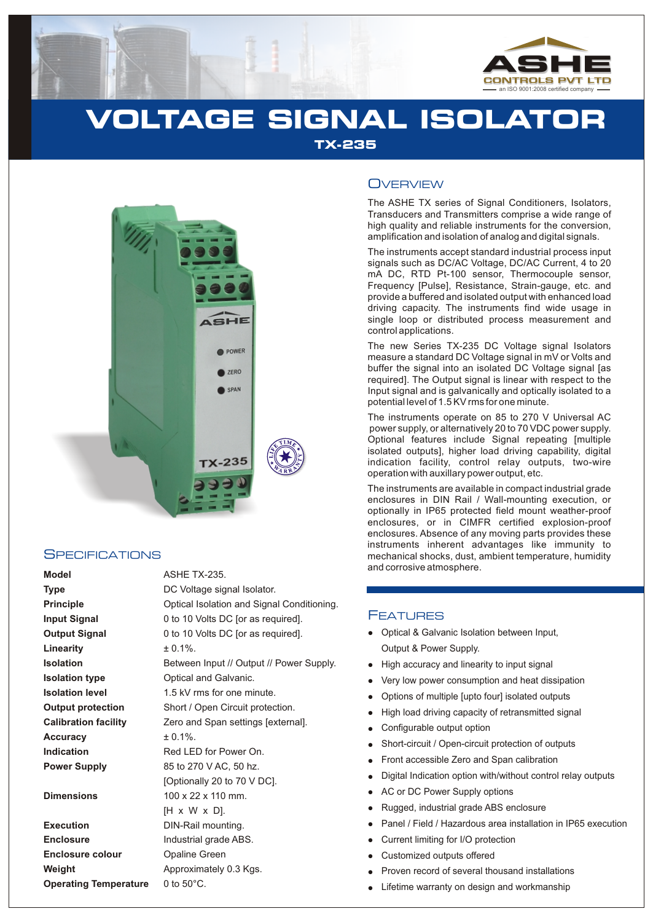ASHE CONTROLS PVT LTD
an ISO 9001:2008 certified company

# VOLTAGE SIGNAL ISOLATOR

## TX-235

## Overview

The ASHE TX series of Signal Conditioners, Isolators, Transducers and Transmitters comprise a wide range of high quality and reliable instruments for the conversion, amplification and isolation of analog and digital signals.

The instruments accept standard industrial process input signals such as DC/AC Voltage, DC/AC Current, 4 to 20 mA DC, RTD Pt-100 sensor, Thermocouple sensor, Frequency [Pulse], Resistance, Strain-gauge, etc. and provide a buffered and isolated output with enhanced load driving capacity. The instruments find wide usage in single loop or distributed process measurement and control applications.

The new Series TX-235 DC Voltage signal Isolators measure a standard DC Voltage signal in mV or Volts and buffer the signal into an isolated DC Voltage signal [as required]. The Output signal is linear with respect to the Input signal and is galvanically and optically isolated to a potential level of 1.5 KV rms for one minute.

The instruments operate on 85 to 270 V Universal AC power supply, or alternatively 20 to 70 VDC power supply. Optional features include Signal repeating [multiple isolated outputs], higher load driving capability, digital indication facility, control relay outputs, two-wire operation with auxillary power output, etc.

The instruments are available in compact industrial grade enclosures in DIN Rail / Wall-mounting execution, or optionally in IP65 protected field mount weather-proof enclosures, or in CIMFR certified explosion-proof enclosures. Absence of any moving parts provides these instruments inherent advantages like immunity to mechanical shocks, dust, ambient temperature, humidity and corrosive atmosphere.

## Specifications

| | |
|---|---|
| **Model** | ASHE TX-235. |
| **Type** | DC Voltage signal Isolator. |
| **Principle** | Optical Isolation and Signal Conditioning. |
| **Input Signal** | 0 to 10 Volts DC [or as required]. |
| **Output Signal** | 0 to 10 Volts DC [or as required]. |
| **Linearity** | ± 0.1%. |
| **Isolation** | Between Input // Output // Power Supply. |
| **Isolation type** | Optical and Galvanic. |
| **Isolation level** | 1.5 kV rms for one minute. |
| **Output protection** | Short / Open Circuit protection. |
| **Calibration facility** | Zero and Span settings [external]. |
| **Accuracy** | ± 0.1%. |
| **Indication** | Red LED for Power On. |
| **Power Supply** | 85 to 270 V AC, 50 hz. [Optionally 20 to 70 V DC]. |
| **Dimensions** | 100 x 22 x 110 mm. [H x W x D]. |
| **Execution** | DIN-Rail mounting. |
| **Enclosure** | Industrial grade ABS. |
| **Enclosure colour** | Opaline Green |
| **Weight** | Approximately 0.3 Kgs. |
| **Operating Temperature** | 0 to 50°C. |

## Features

- Optical & Galvanic Isolation between Input, Output & Power Supply.
- High accuracy and linearity to input signal
- Very low power consumption and heat dissipation
- Options of multiple [upto four] isolated outputs
- High load driving capacity of retransmitted signal
- Configurable output option
- Short-circuit / Open-circuit protection of outputs
- Front accessible Zero and Span calibration
- Digital Indication option with/without control relay outputs
- AC or DC Power Supply options
- Rugged, industrial grade ABS enclosure
- Panel / Field / Hazardous area installation in IP65 execution
- Current limiting for I/O protection
- Customized outputs offered
- Proven record of several thousand installations
- Lifetime warranty on design and workmanship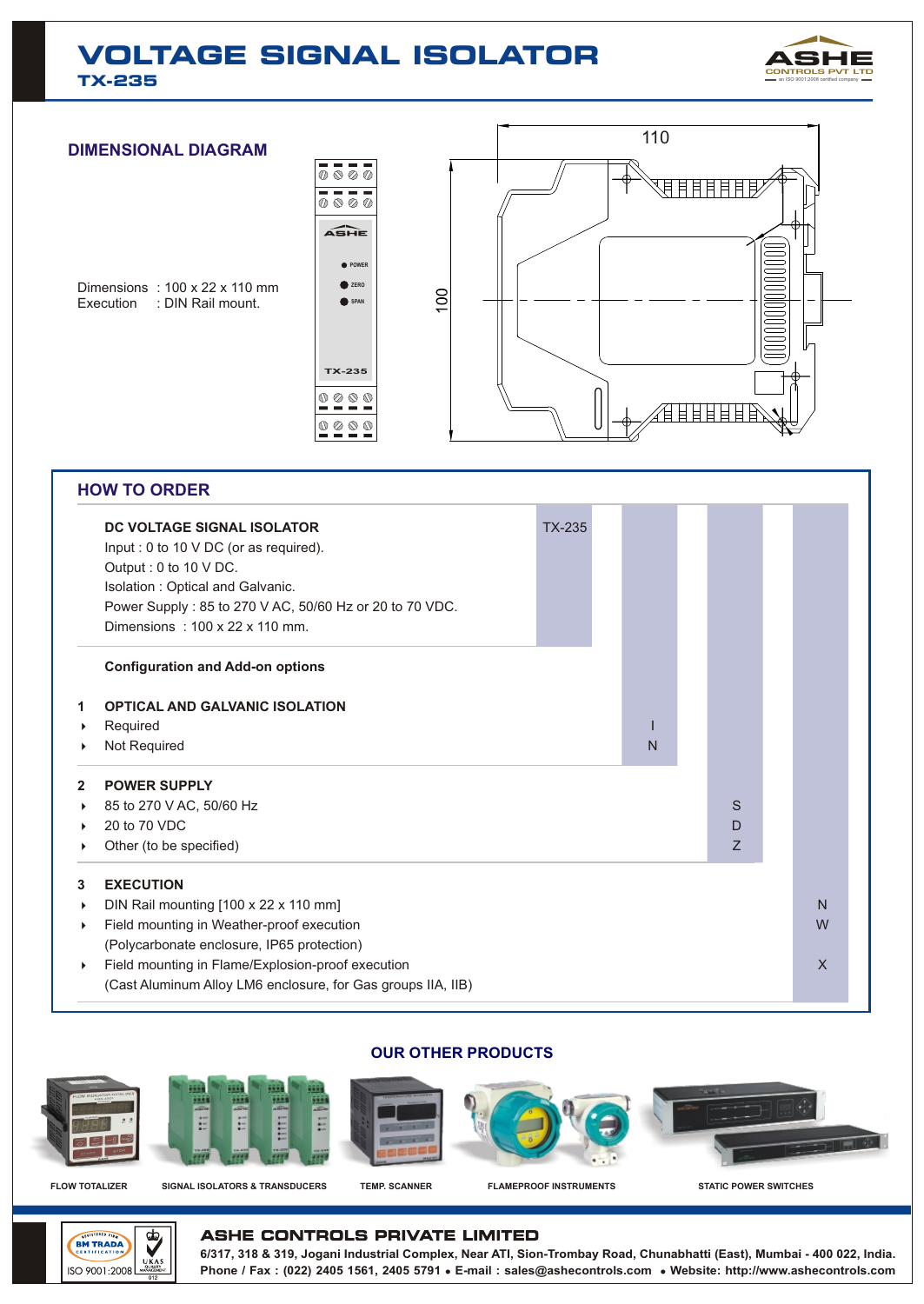# VOLTAGE SIGNAL ISOLATOR
## TX-235

ASHE CONTROLS PVT LTD
an ISO 9001:2008 certified company

## DIMENSIONAL DIAGRAM

Dimensions : 100 x 22 x 110 mm
Execution : DIN Rail mount.

ASHE
POWER
ZERO
SPAN
TX-235

110
100

## HOW TO ORDER

| | | | | | |
|---|---|---|---|---|---|
| | **DC VOLTAGE SIGNAL ISOLATOR**<br>Input : 0 to 10 V DC (or as required).<br>Output : 0 to 10 V DC.<br>Isolation : Optical and Galvanic.<br>Power Supply : 85 to 270 V AC, 50/60 Hz or 20 to 70 VDC.<br>Dimensions : 100 x 22 x 110 mm. | TX-235 | | | |
| | **Configuration and Add-on options** | | | | |
| 1 | **OPTICAL AND GALVANIC ISOLATION** | | | | |
| | Required | | I | | |
| | Not Required | | N | | |
| 2 | **POWER SUPPLY** | | | | |
| | 85 to 270 V AC, 50/60 Hz | | | S | |
| | 20 to 70 VDC | | | D | |
| | Other (to be specified) | | | Z | |
| 3 | **EXECUTION** | | | | |
| | DIN Rail mounting [100 x 22 x 110 mm] | | | | N |
| | Field mounting in Weather-proof execution<br>(Polycarbonate enclosure, IP65 protection) | | | | W |
| | Field mounting in Flame/Explosion-proof execution<br>(Cast Aluminum Alloy LM6 enclosure, for Gas groups IIA, IIB) | | | | X |

## OUR OTHER PRODUCTS

FLOW TOTALIZER
SIGNAL ISOLATORS & TRANSDUCERS
TEMP. SCANNER
FLAMEPROOF INSTRUMENTS
STATIC POWER SWITCHES

BM TRADA CERTIFICATION
ISO 9001:2008
UKAS QUALITY MANAGEMENT 012

**ASHE CONTROLS PRIVATE LIMITED**

**6/317, 318 & 319, Jogani Industrial Complex, Near ATI, Sion-Trombay Road, Chunabhatti (East), Mumbai - 400 022, India.**
**Phone / Fax : (022) 2405 1561, 2405 5791 • E-mail : sales@ashecontrols.com • Website: http://www.ashecontrols.com**